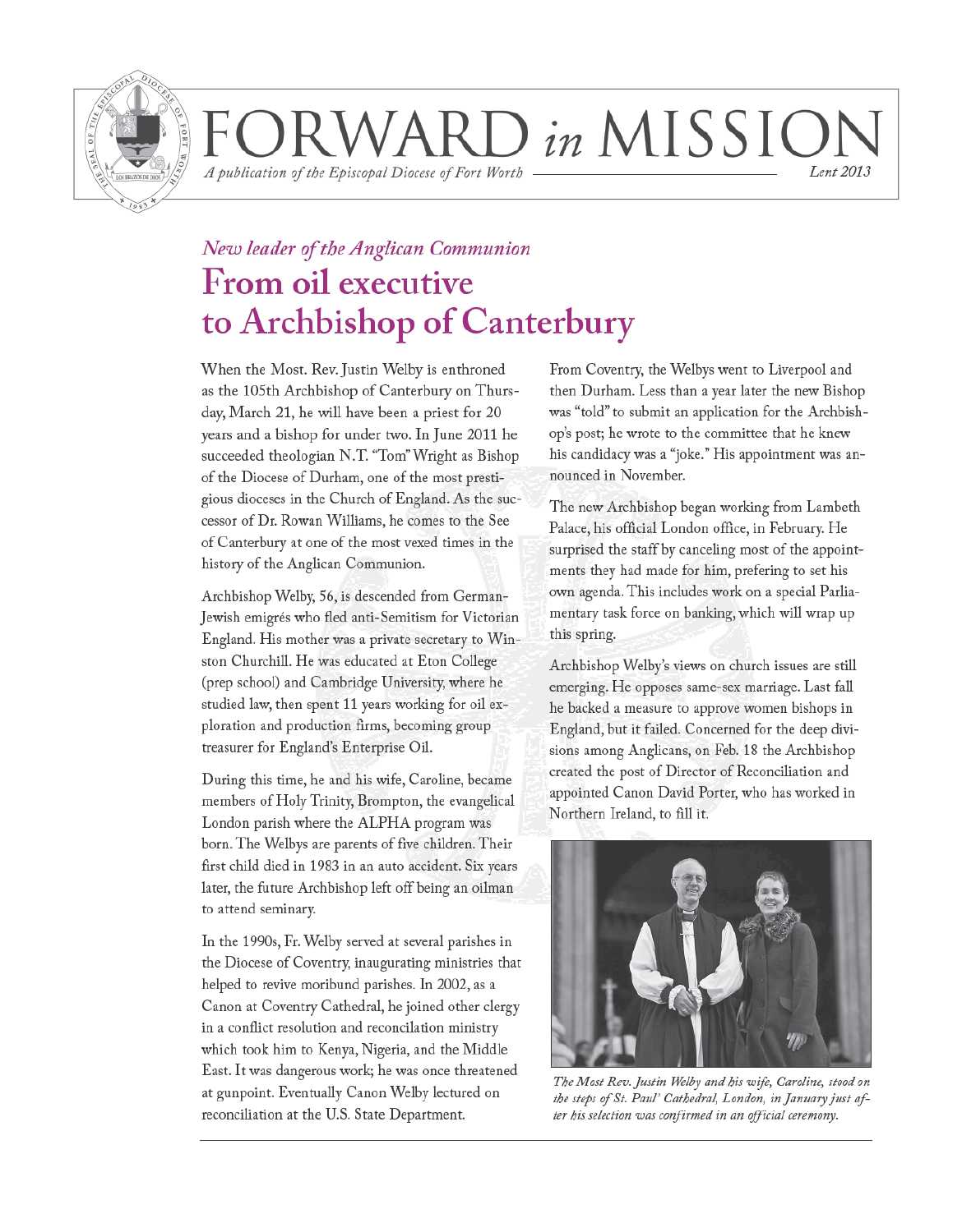# FORWARD *in* MISSION

*A publication of the Episcopal Diocese of Fort Worth* — *Lent 2013*

## *New leader of the Anglican Communion*

# From oil executive to Archbishop of Canterbury

When the Most. Rev. Justin Welby is enthroned as the 105th Archbishop of Canterbury on Thursday, March 21, he will have been a priest for 20 years and a bishop for under two. In June 2011 he succeeded theologian N.T. "Tom" Wright as Bishop of the Diocese of Durham, one of the most prestigious dioceses in the Church of England. As the successor of Dr. Rowan Williams, he comes to the See of Canterbury at one of the most vexed times in the history of the Anglican Communion.

Archbishop Welby, 56, is descended from German-Jewish emigrés who fled anti-Semitism for Victorian England. His mother was a private secretary to Winston Churchill. He was educated at Eton College (prep school) and Cambridge University, where he studied law, then spent 11 years working for oil exploration and production firms, becoming group treasurer for England's Enterprise Oil.

During this time, he and his wife, Caroline, became members of Holy Trinity, Brompton, the evangelical London parish where the ALPHA program was born. The Welbys are parents of five children. Their first child died in 1983 in an auto accident. Six years later, the future Archbishop left off being an oilman to attend seminary.

In the 1990s, Fr. Welby served at several parishes in the Diocese of Coventry, inaugurating ministries that helped to revive moribund parishes. In 2002, as a Canon at Coventry Cathedral, he joined other clergy in a conflict resolution and reconcilation ministry which took him to Kenya, Nigeria, and the Middle East. It was dangerous work; he was once threatened at gunpoint. Eventually Canon Welby lectured on reconciliation at the U.S. State Department.

From Coventry, the Welbys went to Liverpool and then Durham. Less than a year later the new Bishop was "told" to submit an application for the Archbishop's post; he wrote to the committee that he knew his candidacy was a "joke." His appointment was announced in November.

The new Archbishop began working from Lambeth Palace, his official London office, in February. He surprised the staff by canceling most of the appointments they had made for him, prefering to set his own agenda. This includes work on a special Parliamentary task force on banking, which will wrap up this spring.

Archbishop Welby's views on church issues are still emerging. He opposes same-sex marriage. Last fall he backed a measure to approve women bishops in England, but it failed. Concerned for the deep divisions among Anglicans, on Feb. 18 the Archbishop created the post of Director of Reconciliation and appointed Canon David Porter, who has worked in Northern Ireland, to fill it.

*The Most Rev. Justin Welby and his wife, Caroline, stood on the steps of St. Paul' Cathedral, London, in January just after his selection was confirmed in an official ceremony.*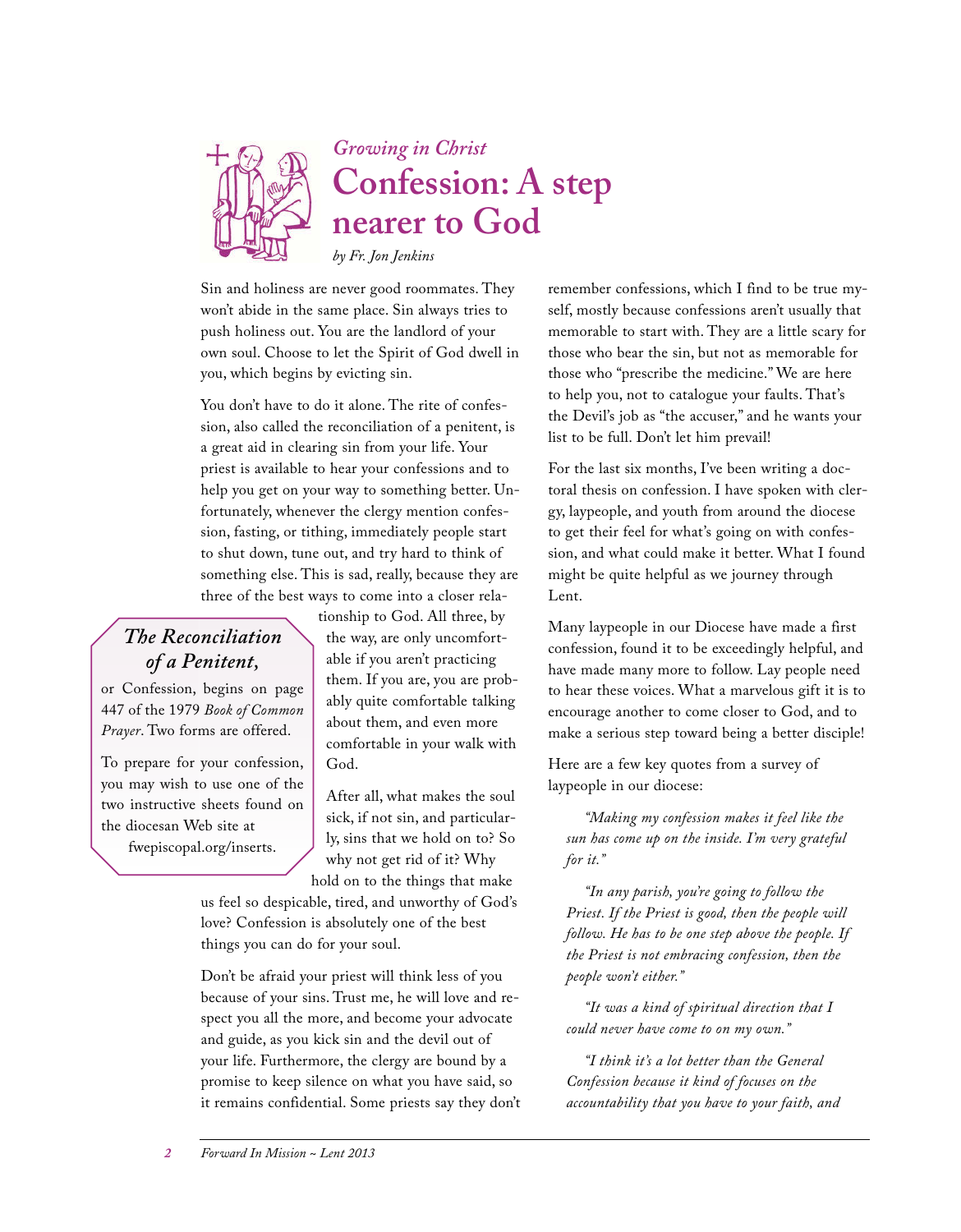*Growing in Christ*

# Confession: A step nearer to God

*by Fr. Jon Jenkins*

Sin and holiness are never good roommates. They won't abide in the same place. Sin always tries to push holiness out. You are the landlord of your own soul. Choose to let the Spirit of God dwell in you, which begins by evicting sin.

You don't have to do it alone. The rite of confession, also called the reconciliation of a penitent, is a great aid in clearing sin from your life. Your priest is available to hear your confessions and to help you get on your way to something better. Unfortunately, whenever the clergy mention confession, fasting, or tithing, immediately people start to shut down, tune out, and try hard to think of something else. This is sad, really, because they are three of the best ways to come into a closer relationship to God. All three, by the way, are only uncomfortable if you aren't practicing them. If you are, you are probably quite comfortable talking about them, and even more comfortable in your walk with God.

> ***The Reconciliation of a Penitent,***
>
> or Confession, begins on page 447 of the 1979 *Book of Common Prayer*. Two forms are offered.
>
> To prepare for your confession, you may wish to use one of the two instructive sheets found on the diocesan Web site at fwepiscopal.org/inserts.

After all, what makes the soul sick, if not sin, and particularly, sins that we hold on to? So why not get rid of it? Why hold on to the things that make us feel so despicable, tired, and unworthy of God's love? Confession is absolutely one of the best things you can do for your soul.

Don't be afraid your priest will think less of you because of your sins. Trust me, he will love and respect you all the more, and become your advocate and guide, as you kick sin and the devil out of your life. Furthermore, the clergy are bound by a promise to keep silence on what you have said, so it remains confidential. Some priests say they don't remember confessions, which I find to be true myself, mostly because confessions aren't usually that memorable to start with. They are a little scary for those who bear the sin, but not as memorable for those who "prescribe the medicine." We are here to help you, not to catalogue your faults. That's the Devil's job as "the accuser," and he wants your list to be full. Don't let him prevail!

For the last six months, I've been writing a doctoral thesis on confession. I have spoken with clergy, laypeople, and youth from around the diocese to get their feel for what's going on with confession, and what could make it better. What I found might be quite helpful as we journey through Lent.

Many laypeople in our Diocese have made a first confession, found it to be exceedingly helpful, and have made many more to follow. Lay people need to hear these voices. What a marvelous gift it is to encourage another to come closer to God, and to make a serious step toward being a better disciple!

Here are a few key quotes from a survey of laypeople in our diocese:

*"Making my confession makes it feel like the sun has come up on the inside. I'm very grateful for it."*

*"In any parish, you're going to follow the Priest. If the Priest is good, then the people will follow. He has to be one step above the people. If the Priest is not embracing confession, then the people won't either."*

*"It was a kind of spiritual direction that I could never have come to on my own."*

*"I think it's a lot better than the General Confession because it kind of focuses on the accountability that you have to your faith, and*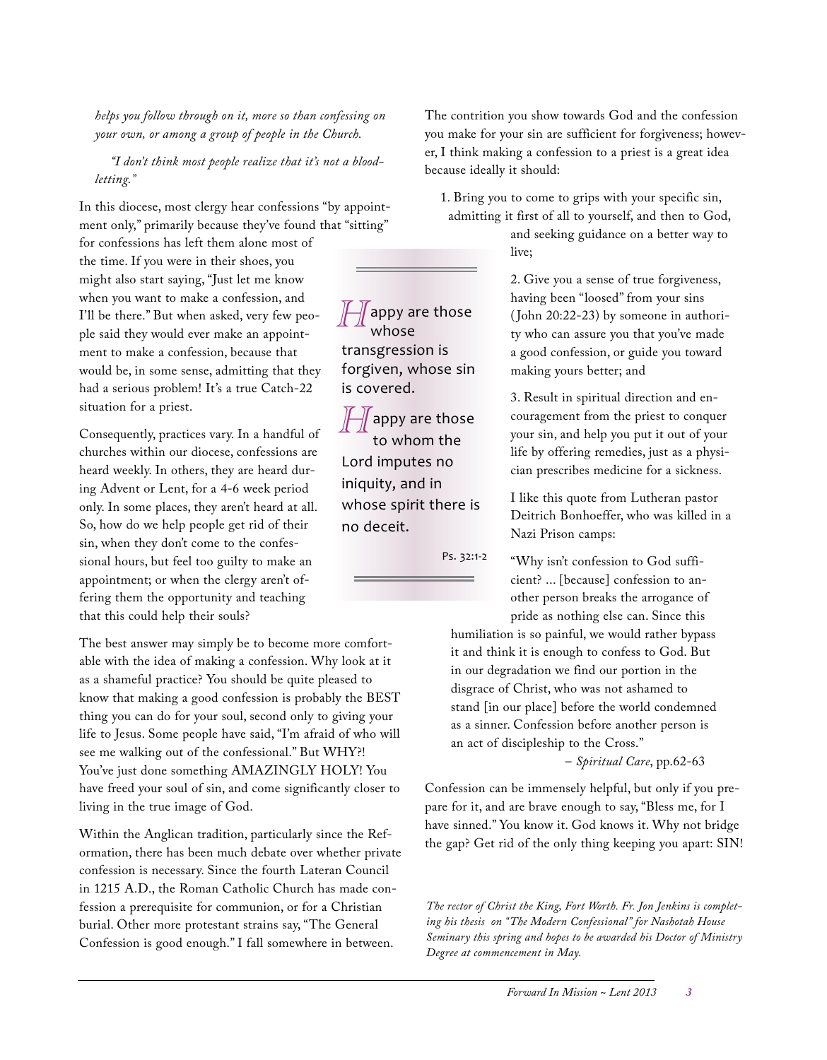*helps you follow through on it, more so than confessing on your own, or among a group of people in the Church.*

*"I don't think most people realize that it's not a blood-letting."*

In this diocese, most clergy hear confessions "by appointment only," primarily because they've found that "sitting" for confessions has left them alone most of the time. If you were in their shoes, you might also start saying, "Just let me know when you want to make a confession, and I'll be there." But when asked, very few people said they would ever make an appointment to make a confession, because that would be, in some sense, admitting that they had a serious problem! It's a true Catch-22 situation for a priest.

Consequently, practices vary. In a handful of churches within our diocese, confessions are heard weekly. In others, they are heard during Advent or Lent, for a 4-6 week period only. In some places, they aren't heard at all. So, how do we help people get rid of their sin, when they don't come to the confessional hours, but feel too guilty to make an appointment; or when the clergy aren't offering them the opportunity and teaching that this could help their souls?

> Happy are those whose transgression is forgiven, whose sin is covered.
>
> Happy are those to whom the Lord imputes no iniquity, and in whose spirit there is no deceit.
>
> Ps. 32:1-2

The best answer may simply be to become more comfortable with the idea of making a confession. Why look at it as a shameful practice? You should be quite pleased to know that making a good confession is probably the BEST thing you can do for your soul, second only to giving your life to Jesus. Some people have said, "I'm afraid of who will see me walking out of the confessional." But WHY?! You've just done something AMAZINGLY HOLY! You have freed your soul of sin, and come significantly closer to living in the true image of God.

Within the Anglican tradition, particularly since the Reformation, there has been much debate over whether private confession is necessary. Since the fourth Lateran Council in 1215 A.D., the Roman Catholic Church has made confession a prerequisite for communion, or for a Christian burial. Other more protestant strains say, "The General Confession is good enough." I fall somewhere in between.

The contrition you show towards God and the confession you make for your sin are sufficient for forgiveness; however, I think making a confession to a priest is a great idea because ideally it should:

1. Bring you to come to grips with your specific sin, admitting it first of all to yourself, and then to God, and seeking guidance on a better way to live;

2. Give you a sense of true forgiveness, having been "loosed" from your sins (John 20:22-23) by someone in authority who can assure you that you've made a good confession, or guide you toward making yours better; and

3. Result in spiritual direction and encouragement from the priest to conquer your sin, and help you put it out of your life by offering remedies, just as a physician prescribes medicine for a sickness.

I like this quote from Lutheran pastor Deitrich Bonhoeffer, who was killed in a Nazi Prison camps:

> "Why isn't confession to God sufficient? ... [because] confession to another person breaks the arrogance of pride as nothing else can. Since this humiliation is so painful, we would rather bypass it and think it is enough to confess to God. But in our degradation we find our portion in the disgrace of Christ, who was not ashamed to stand [in our place] before the world condemned as a sinner. Confession before another person is an act of discipleship to the Cross."
>
> – *Spiritual Care*, pp.62-63

Confession can be immensely helpful, but only if you prepare for it, and are brave enough to say, "Bless me, for I have sinned." You know it. God knows it. Why not bridge the gap? Get rid of the only thing keeping you apart: SIN!

*The rector of Christ the King, Fort Worth. Fr. Jon Jenkins is completing his thesis on "The Modern Confessional" for Nashotah House Seminary this spring and hopes to be awarded his Doctor of Ministry Degree at commencement in May.*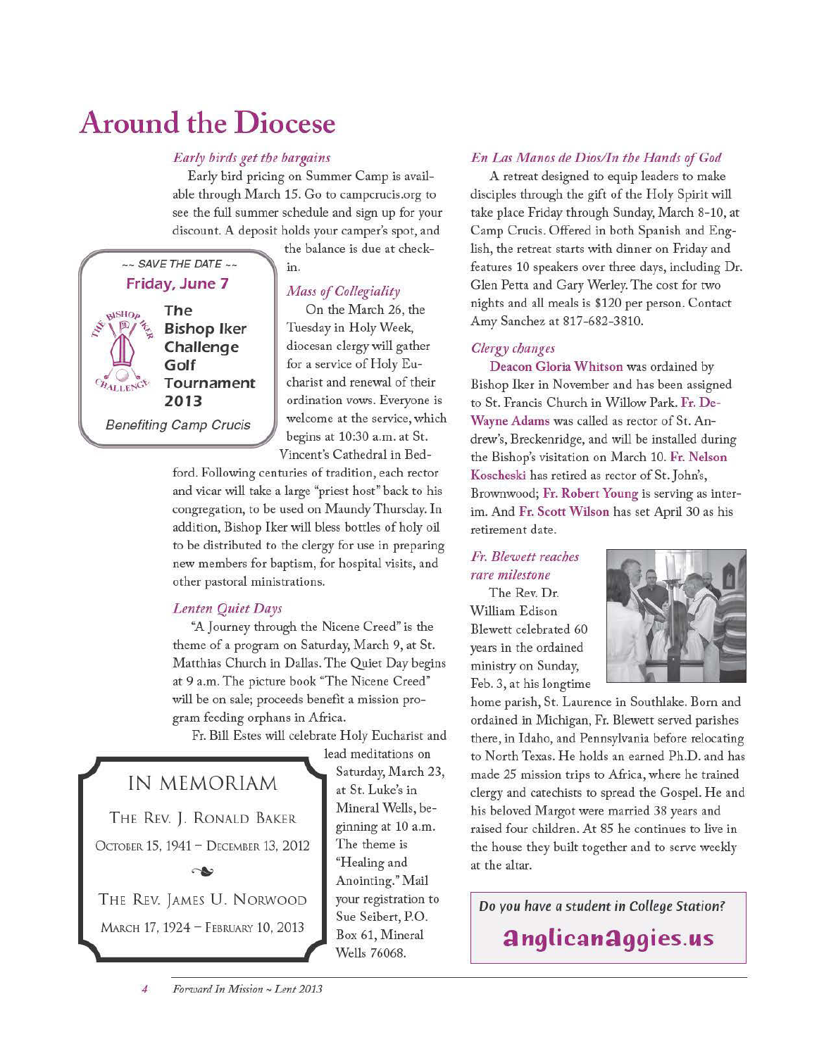# Around the Diocese

### *Early birds get the bargains*

Early bird pricing on Summer Camp is available through March 15. Go to campcrucis.org to see the full summer schedule and sign up for your discount. A deposit holds your camper's spot, and the balance is due at check-in.

~~ SAVE THE DATE ~~

**Friday, June 7**

**The Bishop Iker Challenge Golf Tournament 2013**

*Benefiting Camp Crucis*

### *Mass of Collegiality*

On the March 26, the Tuesday in Holy Week, diocesan clergy will gather for a service of Holy Eucharist and renewal of their ordination vows. Everyone is welcome at the service, which begins at 10:30 a.m. at St. Vincent's Cathedral in Bedford. Following centuries of tradition, each rector and vicar will take a large "priest host" back to his congregation, to be used on Maundy Thursday. In addition, Bishop Iker will bless bottles of holy oil to be distributed to the clergy for use in preparing new members for baptism, for hospital visits, and other pastoral ministrations.

### *Lenten Quiet Days*

"A Journey through the Nicene Creed" is the theme of a program on Saturday, March 9, at St. Matthias Church in Dallas. The Quiet Day begins at 9 a.m. The picture book "The Nicene Creed" will be on sale; proceeds benefit a mission program feeding orphans in Africa.

Fr. Bill Estes will celebrate Holy Eucharist and lead meditations on Saturday, March 23, at St. Luke's in Mineral Wells, beginning at 10 a.m. The theme is "Healing and Anointing." Mail your registration to Sue Seibert, P.O. Box 61, Mineral Wells 76068.

## IN MEMORIAM

THE REV. J. RONALD BAKER

OCTOBER 15, 1941 – DECEMBER 13, 2012

THE REV. JAMES U. NORWOOD

MARCH 17, 1924 – FEBRUARY 10, 2013

### *En Las Manos de Dios/In the Hands of God*

A retreat designed to equip leaders to make disciples through the gift of the Holy Spirit will take place Friday through Sunday, March 8-10, at Camp Crucis. Offered in both Spanish and English, the retreat starts with dinner on Friday and features 10 speakers over three days, including Dr. Glen Petta and Gary Werley. The cost for two nights and all meals is $120 per person. Contact Amy Sanchez at 817-682-3810.

### *Clergy changes*

**Deacon Gloria Whitson** was ordained by Bishop Iker in November and has been assigned to St. Francis Church in Willow Park. **Fr. DeWayne Adams** was called as rector of St. Andrew's, Breckenridge, and will be installed during the Bishop's visitation on March 10. **Fr. Nelson Koscheski** has retired as rector of St. John's, Brownwood; **Fr. Robert Young** is serving as interim. And **Fr. Scott Wilson** has set April 30 as his retirement date.

### *Fr. Blewett reaches rare milestone*

The Rev. Dr. William Edison Blewett celebrated 60 years in the ordained ministry on Sunday, Feb. 3, at his longtime home parish, St. Laurence in Southlake. Born and ordained in Michigan, Fr. Blewett served parishes there, in Idaho, and Pennsylvania before relocating to North Texas. He holds an earned Ph.D. and has made 25 mission trips to Africa, where he trained clergy and catechists to spread the Gospel. He and his beloved Margot were married 38 years and raised four children. At 85 he continues to live in the house they built together and to serve weekly at the altar.

*Do you have a student in College Station?*

**anglicanaggies.us**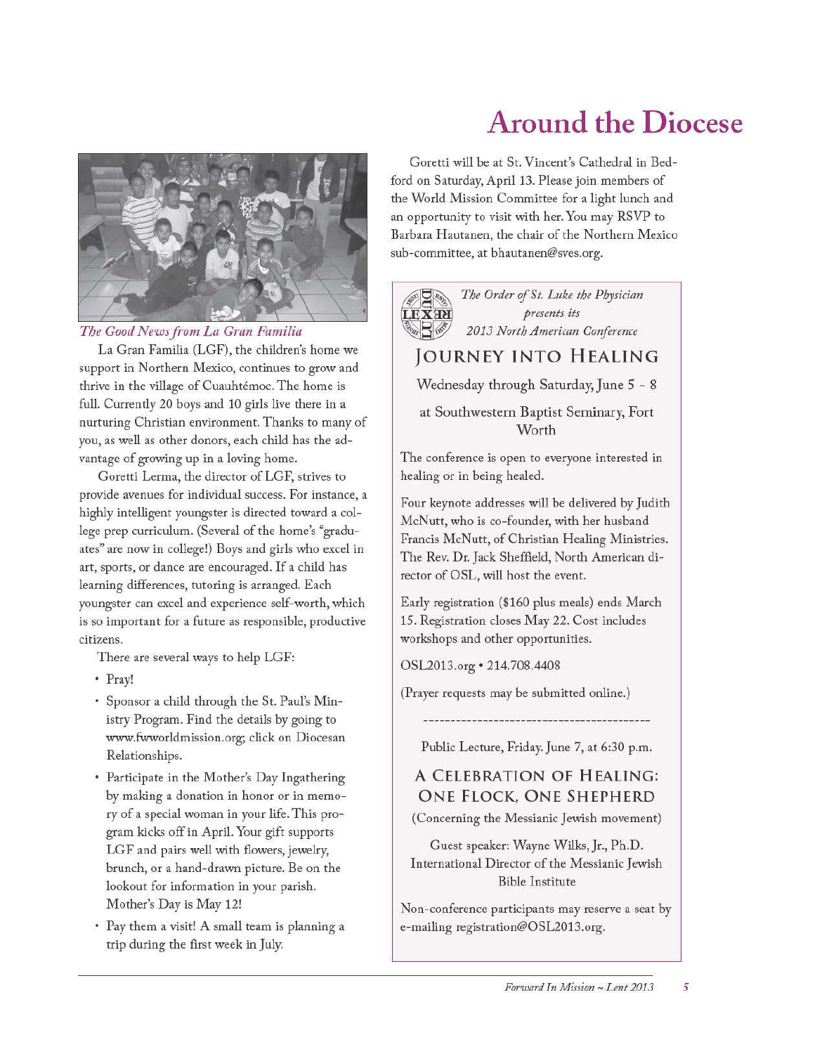# Around the Diocese

*The Good News from La Gran Familia*

La Gran Familia (LGF), the children's home we support in Northern Mexico, continues to grow and thrive in the village of Cuauhtémoc. The home is full. Currently 20 boys and 10 girls live there in a nurturing Christian environment. Thanks to many of you, as well as other donors, each child has the advantage of growing up in a loving home.

Goretti Lerma, the director of LGF, strives to provide avenues for individual success. For instance, a highly intelligent youngster is directed toward a college prep curriculum. (Several of the home's "graduates" are now in college!) Boys and girls who excel in art, sports, or dance are encouraged. If a child has learning differences, tutoring is arranged. Each youngster can excel and experience self-worth, which is so important for a future as responsible, productive citizens.

There are several ways to help LGF:

- Pray!
- Sponsor a child through the St. Paul's Ministry Program. Find the details by going to www.fwworldmission.org; click on Diocesan Relationships.
- Participate in the Mother's Day Ingathering by making a donation in honor or in memory of a special woman in your life. This program kicks off in April. Your gift supports LGF and pairs well with flowers, jewelry, brunch, or a hand-drawn picture. Be on the lookout for information in your parish. Mother's Day is May 12!
- Pay them a visit! A small team is planning a trip during the first week in July.

Goretti will be at St. Vincent's Cathedral in Bedford on Saturday, April 13. Please join members of the World Mission Committee for a light lunch and an opportunity to visit with her. You may RSVP to Barbara Hautanen, the chair of the Northern Mexico sub-committee, at bhautanen@sves.org.

---

*The Order of St. Luke the Physician presents its 2013 North American Conference*

## Journey into Healing

Wednesday through Saturday, June 5 - 8

at Southwestern Baptist Seminary, Fort Worth

The conference is open to everyone interested in healing or in being healed.

Four keynote addresses will be delivered by Judith McNutt, who is co-founder, with her husband Francis McNutt, of Christian Healing Ministries. The Rev. Dr. Jack Sheffield, North American director of OSL, will host the event.

Early registration ($160 plus meals) ends March 15. Registration closes May 22. Cost includes workshops and other opportunities.

OSL2013.org • 214.708.4408

(Prayer requests may be submitted online.)

-----------------------------------------

Public Lecture, Friday. June 7, at 6:30 p.m.

## A Celebration of Healing: One Flock, One Shepherd

(Concerning the Messianic Jewish movement)

Guest speaker: Wayne Wilks, Jr., Ph.D.
International Director of the Messianic Jewish Bible Institute

Non-conference participants may reserve a seat by e-mailing registration@OSL2013.org.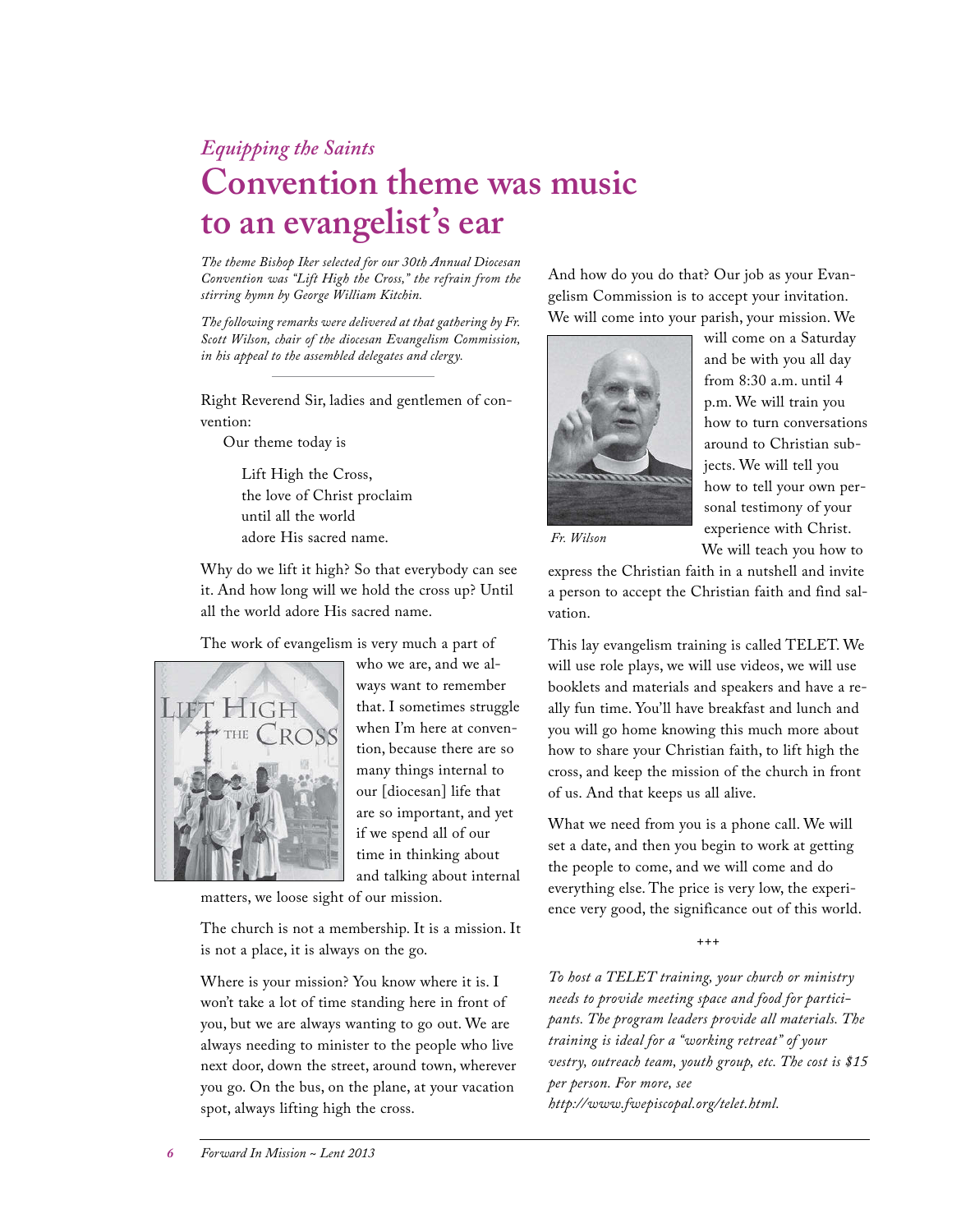*Equipping the Saints*

# Convention theme was music to an evangelist's ear

*The theme Bishop Iker selected for our 30th Annual Diocesan Convention was "Lift High the Cross," the refrain from the stirring hymn by George William Kitchin.*

*The following remarks were delivered at that gathering by Fr. Scott Wilson, chair of the diocesan Evangelism Commission, in his appeal to the assembled delegates and clergy.*

---

Right Reverend Sir, ladies and gentlemen of convention:

Our theme today is

> Lift High the Cross,
> the love of Christ proclaim
> until all the world
> adore His sacred name.

Why do we lift it high? So that everybody can see it. And how long will we hold the cross up? Until all the world adore His sacred name.

The work of evangelism is very much a part of who we are, and we always want to remember that. I sometimes struggle when I'm here at convention, because there are so many things internal to our [diocesan] life that are so important, and yet if we spend all of our time in thinking about and talking about internal matters, we loose sight of our mission.

The church is not a membership. It is a mission. It is not a place, it is always on the go.

Where is your mission? You know where it is. I won't take a lot of time standing here in front of you, but we are always wanting to go out. We are always needing to minister to the people who live next door, down the street, around town, wherever you go. On the bus, on the plane, at your vacation spot, always lifting high the cross.

And how do you do that? Our job as your Evangelism Commission is to accept your invitation. We will come into your parish, your mission. We will come on a Saturday and be with you all day from 8:30 a.m. until 4 p.m. We will train you how to turn conversations around to Christian subjects. We will tell you how to tell your own personal testimony of your experience with Christ. We will teach you how to express the Christian faith in a nutshell and invite a person to accept the Christian faith and find salvation.

*Fr. Wilson*

This lay evangelism training is called TELET. We will use role plays, we will use videos, we will use booklets and materials and speakers and have a really fun time. You'll have breakfast and lunch and you will go home knowing this much more about how to share your Christian faith, to lift high the cross, and keep the mission of the church in front of us. And that keeps us all alive.

What we need from you is a phone call. We will set a date, and then you begin to work at getting the people to come, and we will come and do everything else. The price is very low, the experience very good, the significance out of this world.

+++

*To host a TELET training, your church or ministry needs to provide meeting space and food for participants. The program leaders provide all materials. The training is ideal for a "working retreat" of your vestry, outreach team, youth group, etc. The cost is $15 per person. For more, see http://www.fwepiscopal.org/telet.html.*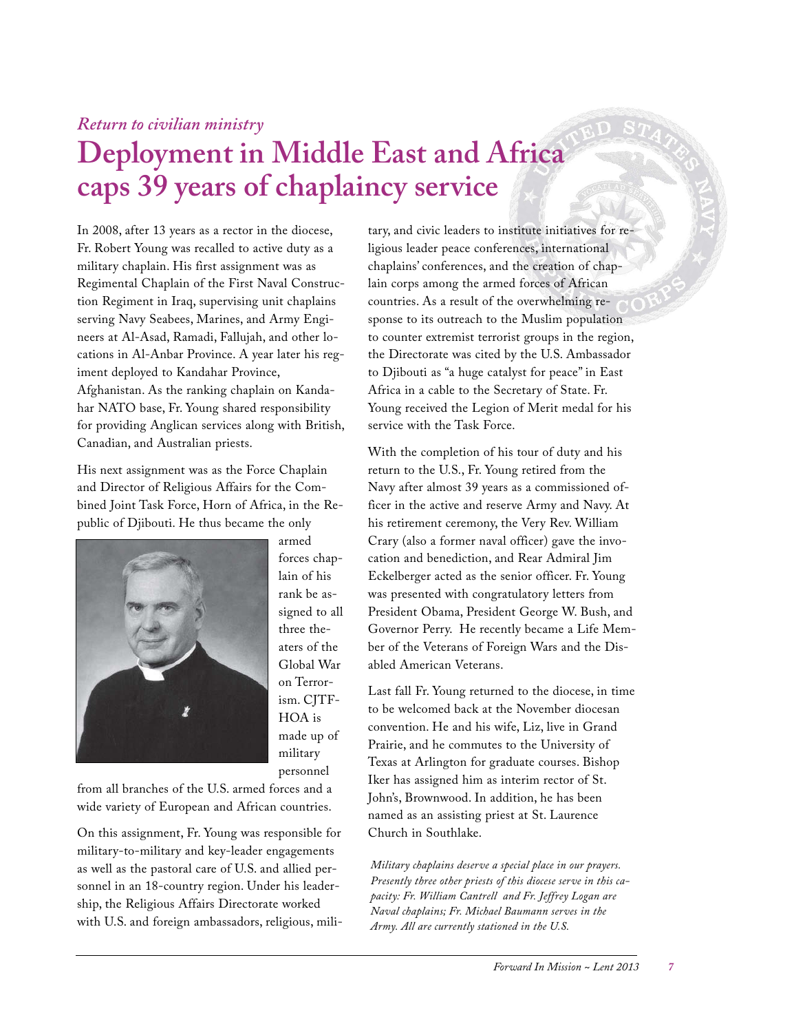*Return to civilian ministry*

# Deployment in Middle East and Africa caps 39 years of chaplaincy service

In 2008, after 13 years as a rector in the diocese, Fr. Robert Young was recalled to active duty as a military chaplain. His first assignment was as Regimental Chaplain of the First Naval Construction Regiment in Iraq, supervising unit chaplains serving Navy Seabees, Marines, and Army Engineers at Al-Asad, Ramadi, Fallujah, and other locations in Al-Anbar Province. A year later his regiment deployed to Kandahar Province, Afghanistan. As the ranking chaplain on Kandahar NATO base, Fr. Young shared responsibility for providing Anglican services along with British, Canadian, and Australian priests.

His next assignment was as the Force Chaplain and Director of Religious Affairs for the Combined Joint Task Force, Horn of Africa, in the Republic of Djibouti. He thus became the only armed forces chaplain of his rank be assigned to all three theaters of the Global War on Terrorism. CJTF-HOA is made up of military personnel from all branches of the U.S. armed forces and a wide variety of European and African countries.

On this assignment, Fr. Young was responsible for military-to-military and key-leader engagements as well as the pastoral care of U.S. and allied personnel in an 18-country region. Under his leadership, the Religious Affairs Directorate worked with U.S. and foreign ambassadors, religious, military, and civic leaders to institute initiatives for religious leader peace conferences, international chaplains' conferences, and the creation of chaplain corps among the armed forces of African countries. As a result of the overwhelming response to its outreach to the Muslim population to counter extremist terrorist groups in the region, the Directorate was cited by the U.S. Ambassador to Djibouti as "a huge catalyst for peace" in East Africa in a cable to the Secretary of State. Fr. Young received the Legion of Merit medal for his service with the Task Force.

With the completion of his tour of duty and his return to the U.S., Fr. Young retired from the Navy after almost 39 years as a commissioned officer in the active and reserve Army and Navy. At his retirement ceremony, the Very Rev. William Crary (also a former naval officer) gave the invocation and benediction, and Rear Admiral Jim Eckelberger acted as the senior officer. Fr. Young was presented with congratulatory letters from President Obama, President George W. Bush, and Governor Perry. He recently became a Life Member of the Veterans of Foreign Wars and the Disabled American Veterans.

Last fall Fr. Young returned to the diocese, in time to be welcomed back at the November diocesan convention. He and his wife, Liz, live in Grand Prairie, and he commutes to the University of Texas at Arlington for graduate courses. Bishop Iker has assigned him as interim rector of St. John's, Brownwood. In addition, he has been named as an assisting priest at St. Laurence Church in Southlake.

*Military chaplains deserve a special place in our prayers. Presently three other priests of this diocese serve in this capacity: Fr. William Cantrell and Fr. Jeffrey Logan are Naval chaplains; Fr. Michael Baumann serves in the Army. All are currently stationed in the U.S.*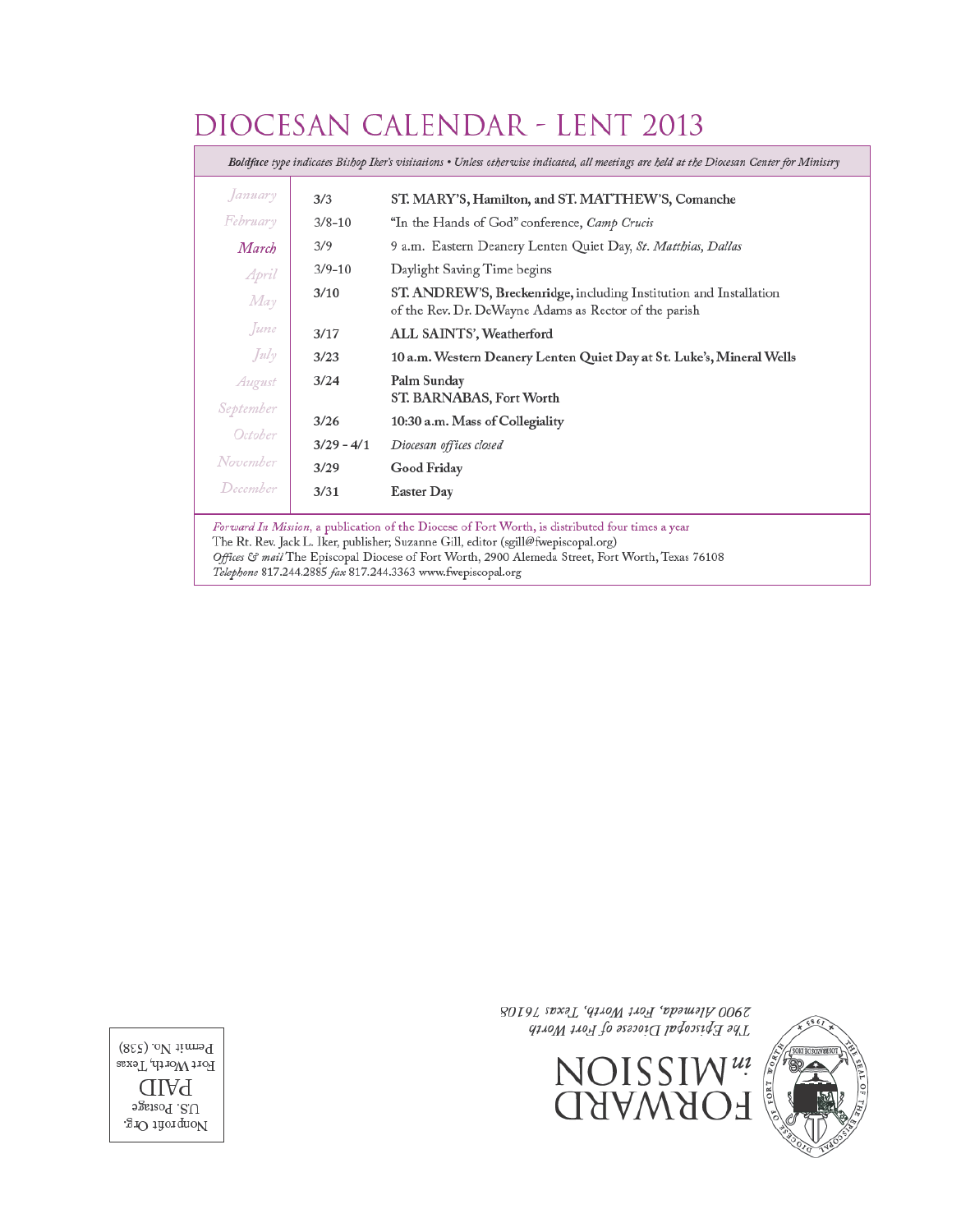# DIOCESAN CALENDAR - LENT 2013

***Boldface** type indicates Bishop Iker's visitations • Unless otherwise indicated, all meetings are held at the Diocesan Center for Ministry*

January
February
*March*
April
May
June
July
August
September
October
November
December

| | | |
|---|---|---|
| **3/3** | **ST. MARY'S, Hamilton, and ST. MATTHEW'S, Comanche** |
| 3/8-10 | "In the Hands of God" conference, *Camp Crucis* |
| 3/9 | 9 a.m. Eastern Deanery Lenten Quiet Day, *St. Matthias, Dallas* |
| 3/9-10 | Daylight Saving Time begins |
| **3/10** | **ST. ANDREW'S, Breckenridge,** including Institution and Installation of the Rev. Dr. DeWayne Adams as Rector of the parish |
| **3/17** | **ALL SAINTS', Weatherford** |
| **3/23** | **10 a.m. Western Deanery Lenten Quiet Day at St. Luke's, Mineral Wells** |
| **3/24** | **Palm Sunday**<br>**ST. BARNABAS, Fort Worth** |
| **3/26** | **10:30 a.m. Mass of Collegiality** |
| **3/29 - 4/1** | *Diocesan offices closed* |
| **3/29** | **Good Friday** |
| **3/31** | **Easter Day** |

*Forward In Mission*, a publication of the Diocese of Fort Worth, is distributed four times a year
The Rt. Rev. Jack L. Iker, publisher; Suzanne Gill, editor (sgill@fwepiscopal.org)
*Offices & mail* The Episcopal Diocese of Fort Worth, 2900 Alemeda Street, Fort Worth, Texas 76108
*Telephone* 817.244.2885 *fax* 817.244.3363 www.fwepiscopal.org

FORWARD *in* MISSION
*The Episcopal Diocese of Fort Worth*
*2900 Alemeda, Fort Worth, Texas 76108*

Nonprofit Org.
U.S. Postage
PAID
Fort Worth, Texas
Permit No. (538)